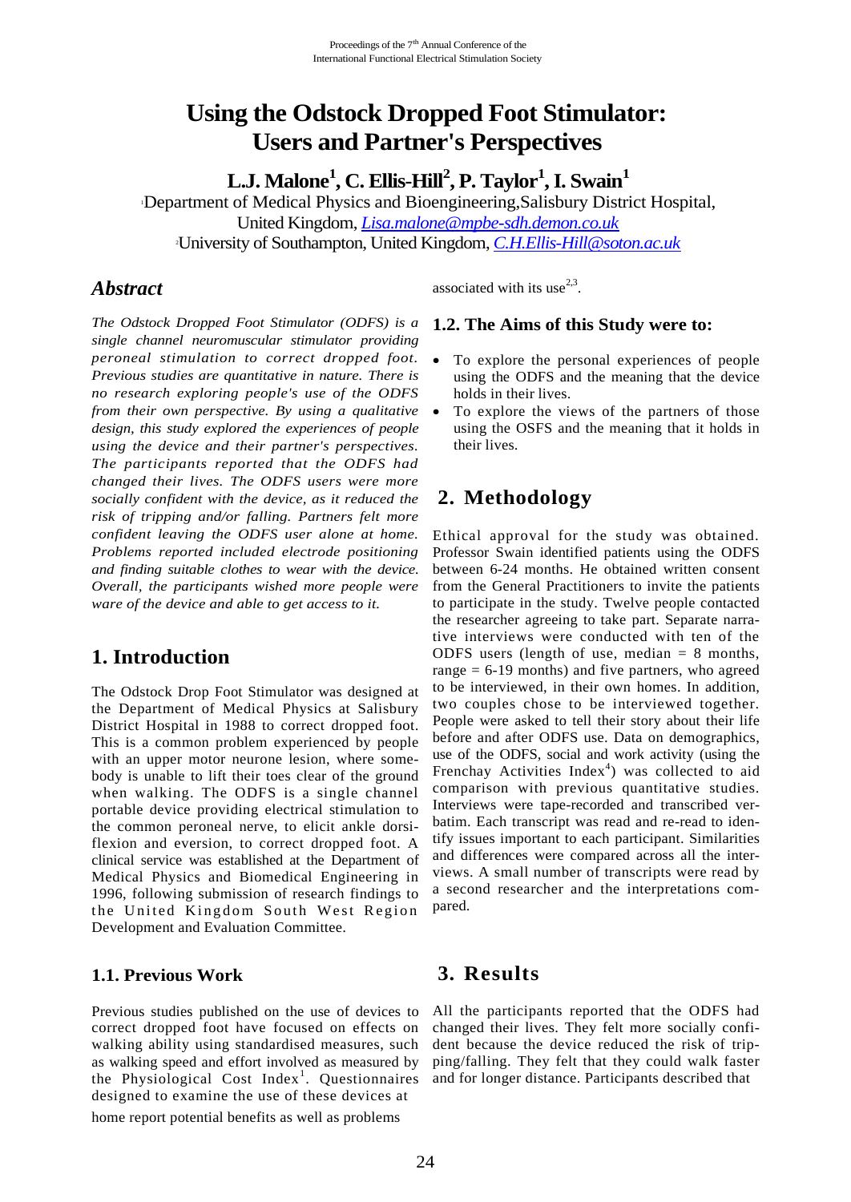# Using the Odstock Dropped Foot Stimulator: Users and Partner's Perspectives

**L.J. Malone[1], C. Ellis-Hill[2], P. Taylor[1], I. Swain[1]**

[1]Department of Medical Physics and Bioengineering, Salisbury District Hospital, United Kingdom, Lisa.malone@mpbe-sdh.demon.co.uk

[2]University of Southampton, United Kingdom, C.H.Ellis-Hill@soton.ac.uk

## *Abstract*

*The Odstock Dropped Foot Stimulator (ODFS) is a single channel neuromuscular stimulator providing peroneal stimulation to correct dropped foot. Previous studies are quantitative in nature. There is no research exploring people's use of the ODFS from their own perspective. By using a qualitative design, this study explored the experiences of people using the device and their partner's perspectives. The participants reported that the ODFS had changed their lives. The ODFS users were more socially confident with the device, as it reduced the risk of tripping and/or falling. Partners felt more confident leaving the ODFS user alone at home. Problems reported included electrode positioning and finding suitable clothes to wear with the device. Overall, the participants wished more people were ware of the device and able to get access to it.*

## 1. Introduction

The Odstock Drop Foot Stimulator was designed at the Department of Medical Physics at Salisbury District Hospital in 1988 to correct dropped foot. This is a common problem experienced by people with an upper motor neurone lesion, where somebody is unable to lift their toes clear of the ground when walking. The ODFS is a single channel portable device providing electrical stimulation to the common peroneal nerve, to elicit ankle dorsiflexion and eversion, to correct dropped foot. A clinical service was established at the Department of Medical Physics and Biomedical Engineering in 1996, following submission of research findings to the United Kingdom South West Region Development and Evaluation Committee.

### 1.1. Previous Work

Previous studies published on the use of devices to correct dropped foot have focused on effects on walking ability using standardised measures, such as walking speed and effort involved as measured by the Physiological Cost Index[1]. Questionnaires designed to examine the use of these devices at home report potential benefits as well as problems associated with its use[2,3].

### 1.2. The Aims of this Study were to:

- To explore the personal experiences of people using the ODFS and the meaning that the device holds in their lives.
- To explore the views of the partners of those using the OSFS and the meaning that it holds in their lives.

## 2. Methodology

Ethical approval for the study was obtained. Professor Swain identified patients using the ODFS between 6-24 months. He obtained written consent from the General Practitioners to invite the patients to participate in the study. Twelve people contacted the researcher agreeing to take part. Separate narrative interviews were conducted with ten of the ODFS users (length of use, median = 8 months, range = 6-19 months) and five partners, who agreed to be interviewed, in their own homes. In addition, two couples chose to be interviewed together. People were asked to tell their story about their life before and after ODFS use. Data on demographics, use of the ODFS, social and work activity (using the Frenchay Activities Index[4]) was collected to aid comparison with previous quantitative studies. Interviews were tape-recorded and transcribed verbatim. Each transcript was read and re-read to identify issues important to each participant. Similarities and differences were compared across all the interviews. A small number of transcripts were read by a second researcher and the interpretations compared.

## 3. Results

All the participants reported that the ODFS had changed their lives. They felt more socially confident because the device reduced the risk of tripping/falling. They felt that they could walk faster and for longer distance. Participants described that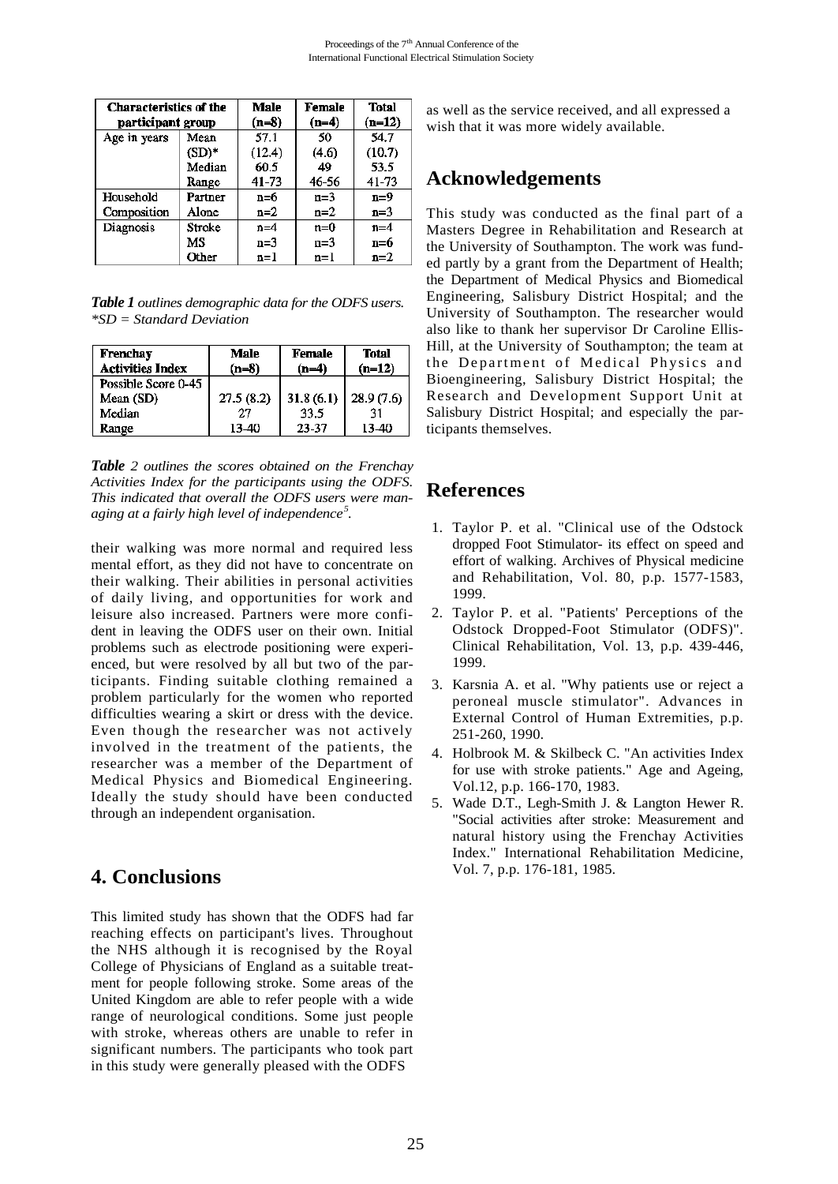| Characteristics of the participant group | | Male (n=8) | Female (n=4) | Total (n=12) |
| --- | --- | --- | --- | --- |
| Age in years | Mean | 57.1 | 50 | 54.7 |
| | (SD)* | (12.4) | (4.6) | (10.7) |
| | Median | 60.5 | 49 | 53.5 |
| | Range | 41-73 | 46-56 | 41-73 |
| Household Composition | Partner | n=6 | n=3 | n=9 |
| | Alone | n=2 | n=2 | n=3 |
| Diagnosis | Stroke | n=4 | n=0 | n=4 |
| | MS | n=3 | n=3 | n=6 |
| | Other | n=1 | n=1 | n=2 |

***Table 1*** *outlines demographic data for the ODFS users. \*SD = Standard Deviation*

| Frenchay Activities Index | Male (n=8) | Female (n=4) | Total (n=12) |
| --- | --- | --- | --- |
| Possible Score 0-45 | | | |
| Mean (SD) | 27.5 (8.2) | 31.8 (6.1) | 28.9 (7.6) |
| Median | 27 | 33.5 | 31 |
| Range | 13-40 | 23-37 | 13-40 |

***Table*** *2 outlines the scores obtained on the Frenchay Activities Index for the participants using the ODFS. This indicated that overall the ODFS users were managing at a fairly high level of independence*[5]*.*

their walking was more normal and required less mental effort, as they did not have to concentrate on their walking. Their abilities in personal activities of daily living, and opportunities for work and leisure also increased. Partners were more confident in leaving the ODFS user on their own. Initial problems such as electrode positioning were experienced, but were resolved by all but two of the participants. Finding suitable clothing remained a problem particularly for the women who reported difficulties wearing a skirt or dress with the device. Even though the researcher was not actively involved in the treatment of the patients, the researcher was a member of the Department of Medical Physics and Biomedical Engineering. Ideally the study should have been conducted through an independent organisation.

## 4. Conclusions

This limited study has shown that the ODFS had far reaching effects on participant's lives. Throughout the NHS although it is recognised by the Royal College of Physicians of England as a suitable treatment for people following stroke. Some areas of the United Kingdom are able to refer people with a wide range of neurological conditions. Some just people with stroke, whereas others are unable to refer in significant numbers. The participants who took part in this study were generally pleased with the ODFS as well as the service received, and all expressed a wish that it was more widely available.

## Acknowledgements

This study was conducted as the final part of a Masters Degree in Rehabilitation and Research at the University of Southampton. The work was funded partly by a grant from the Department of Health; the Department of Medical Physics and Biomedical Engineering, Salisbury District Hospital; and the University of Southampton. The researcher would also like to thank her supervisor Dr Caroline Ellis-Hill, at the University of Southampton; the team at the Department of Medical Physics and Bioengineering, Salisbury District Hospital; the Research and Development Support Unit at Salisbury District Hospital; and especially the participants themselves.

## References

1. Taylor P. et al. "Clinical use of the Odstock dropped Foot Stimulator- its effect on speed and effort of walking. Archives of Physical medicine and Rehabilitation, Vol. 80, p.p. 1577-1583, 1999.
2. Taylor P. et al. "Patients' Perceptions of the Odstock Dropped-Foot Stimulator (ODFS)". Clinical Rehabilitation, Vol. 13, p.p. 439-446, 1999.
3. Karsnia A. et al. "Why patients use or reject a peroneal muscle stimulator". Advances in External Control of Human Extremities, p.p. 251-260, 1990.
4. Holbrook M. & Skilbeck C. "An activities Index for use with stroke patients." Age and Ageing, Vol.12, p.p. 166-170, 1983.
5. Wade D.T., Legh-Smith J. & Langton Hewer R. "Social activities after stroke: Measurement and natural history using the Frenchay Activities Index." International Rehabilitation Medicine, Vol. 7, p.p. 176-181, 1985.